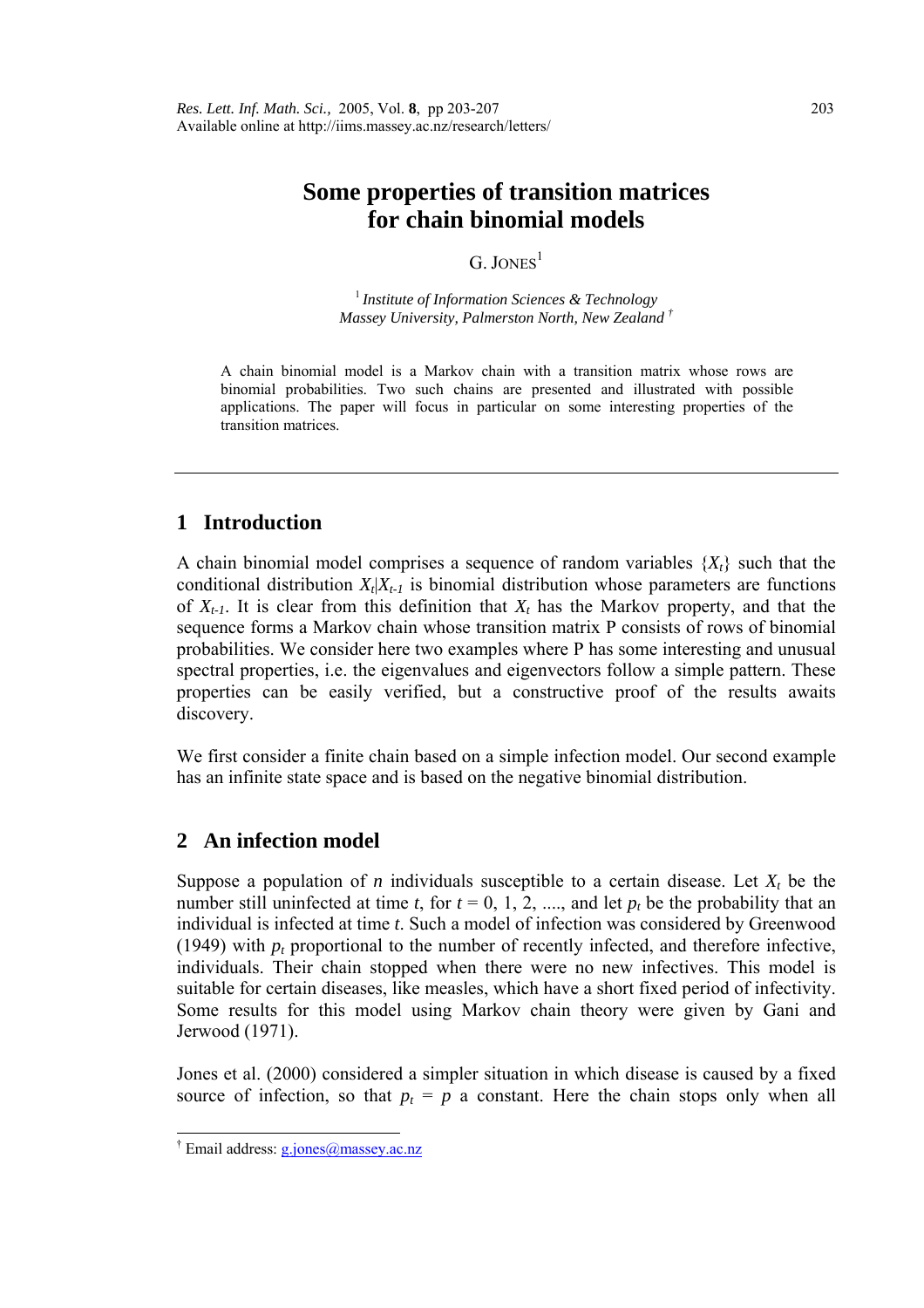# Some properties of transition matrices for chain binomial models

G. Jones[1]

[1] *Institute of Information Sciences & Technology*
*Massey University, Palmerston North, New Zealand* [†]

A chain binomial model is a Markov chain with a transition matrix whose rows are binomial probabilities. Two such chains are presented and illustrated with possible applications. The paper will focus in particular on some interesting properties of the transition matrices.

## 1 Introduction

A chain binomial model comprises a sequence of random variables $\{X_t\}$ such that the conditional distribution $X_t|X_{t-1}$ is binomial distribution whose parameters are functions of $X_{t-1}$. It is clear from this definition that $X_t$ has the Markov property, and that the sequence forms a Markov chain whose transition matrix P consists of rows of binomial probabilities. We consider here two examples where P has some interesting and unusual spectral properties, i.e. the eigenvalues and eigenvectors follow a simple pattern. These properties can be easily verified, but a constructive proof of the results awaits discovery.

We first consider a finite chain based on a simple infection model. Our second example has an infinite state space and is based on the negative binomial distribution.

## 2 An infection model

Suppose a population of $n$ individuals susceptible to a certain disease. Let $X_t$ be the number still uninfected at time $t$, for $t = 0, 1, 2, ....$, and let $p_t$ be the probability that an individual is infected at time $t$. Such a model of infection was considered by Greenwood (1949) with $p_t$ proportional to the number of recently infected, and therefore infective, individuals. Their chain stopped when there were no new infectives. This model is suitable for certain diseases, like measles, which have a short fixed period of infectivity. Some results for this model using Markov chain theory were given by Gani and Jerwood (1971).

Jones et al. (2000) considered a simpler situation in which disease is caused by a fixed source of infection, so that $p_t = p$ a constant. Here the chain stops only when all

[†] Email address: g.jones@massey.ac.nz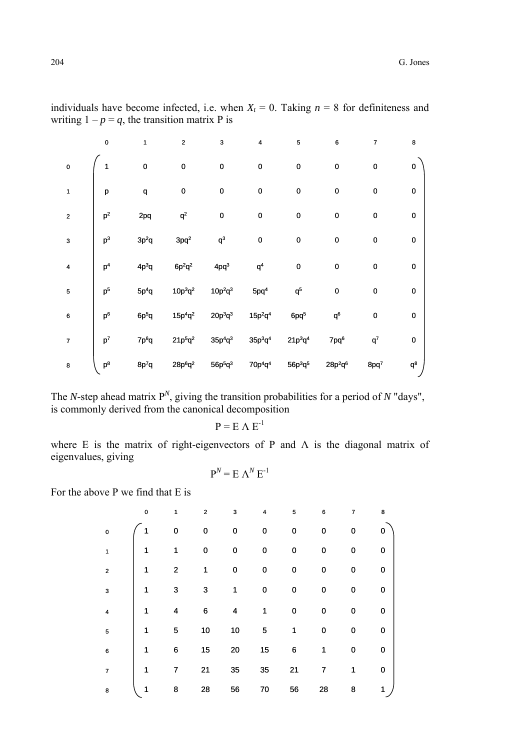individuals have become infected, i.e. when $X_t = 0$. Taking $n = 8$ for definiteness and writing $1 - p = q$, the transition matrix P is

| | 0 | 1 | 2 | 3 | 4 | 5 | 6 | 7 | 8 |
|---|---|---|---|---|---|---|---|---|---|
| 0 | 1 | 0 | 0 | 0 | 0 | 0 | 0 | 0 | 0 |
| 1 | $p$ | $q$ | 0 | 0 | 0 | 0 | 0 | 0 | 0 |
| 2 | $p^2$ | $2pq$ | $q^2$ | 0 | 0 | 0 | 0 | 0 | 0 |
| 3 | $p^3$ | $3p^2q$ | $3pq^2$ | $q^3$ | 0 | 0 | 0 | 0 | 0 |
| 4 | $p^4$ | $4p^3q$ | $6p^2q^2$ | $4pq^3$ | $q^4$ | 0 | 0 | 0 | 0 |
| 5 | $p^5$ | $5p^4q$ | $10p^3q^2$ | $10p^2q^3$ | $5pq^4$ | $q^5$ | 0 | 0 | 0 |
| 6 | $p^6$ | $6p^5q$ | $15p^4q^2$ | $20p^3q^3$ | $15p^2q^4$ | $6pq^5$ | $q^6$ | 0 | 0 |
| 7 | $p^7$ | $7p^6q$ | $21p^5q^2$ | $35p^4q^3$ | $35p^3q^4$ | $21p^3q^4$ | $7pq^6$ | $q^7$ | 0 |
| 8 | $p^8$ | $8p^7q$ | $28p^6q^2$ | $56p^5q^3$ | $70p^4q^4$ | $56p^3q^5$ | $28p^2q^6$ | $8pq^7$ | $q^8$ |

The $N$-step ahead matrix $P^N$, giving the transition probabilities for a period of $N$ "days", is commonly derived from the canonical decomposition

$$P = E \Lambda E^{-1}$$

where E is the matrix of right-eigenvectors of P and $\Lambda$ is the diagonal matrix of eigenvalues, giving

$$P^N = E \Lambda^N E^{-1}$$

For the above P we find that E is

| | 0 | 1 | 2 | 3 | 4 | 5 | 6 | 7 | 8 |
|---|---|---|---|---|---|---|---|---|---|
| 0 | 1 | 0 | 0 | 0 | 0 | 0 | 0 | 0 | 0 |
| 1 | 1 | 1 | 0 | 0 | 0 | 0 | 0 | 0 | 0 |
| 2 | 1 | 2 | 1 | 0 | 0 | 0 | 0 | 0 | 0 |
| 3 | 1 | 3 | 3 | 1 | 0 | 0 | 0 | 0 | 0 |
| 4 | 1 | 4 | 6 | 4 | 1 | 0 | 0 | 0 | 0 |
| 5 | 1 | 5 | 10 | 10 | 5 | 1 | 0 | 0 | 0 |
| 6 | 1 | 6 | 15 | 20 | 15 | 6 | 1 | 0 | 0 |
| 7 | 1 | 7 | 21 | 35 | 35 | 21 | 7 | 1 | 0 |
| 8 | 1 | 8 | 28 | 56 | 70 | 56 | 28 | 8 | 1 |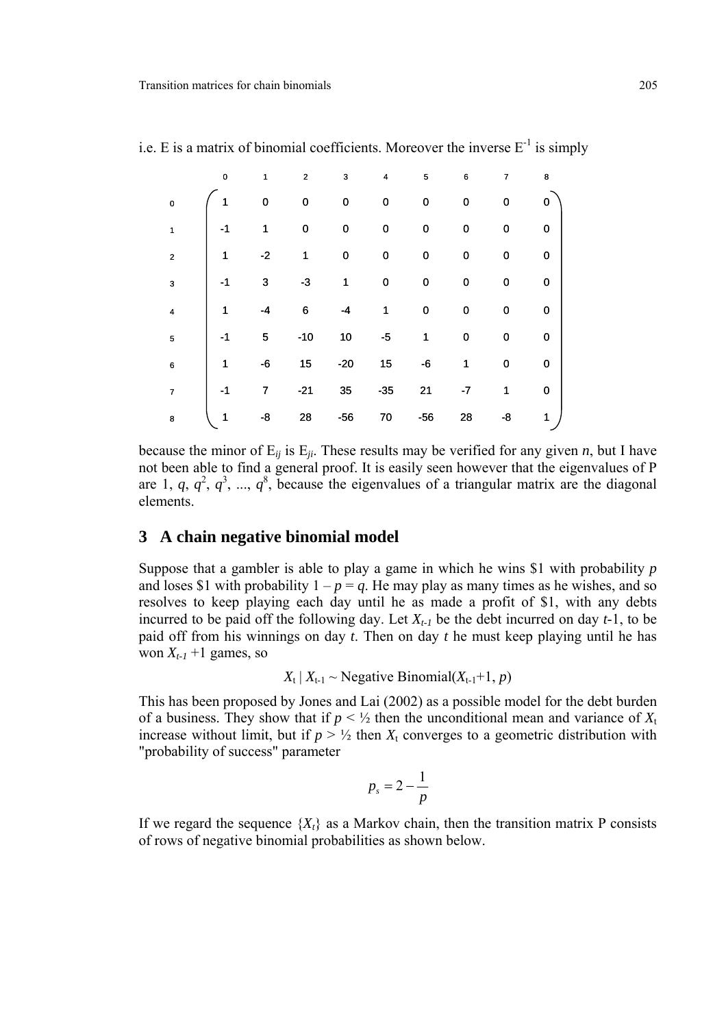i.e. E is a matrix of binomial coefficients. Moreover the inverse $E^{-1}$ is simply

|   | 0 | 1 | 2 | 3 | 4 | 5 | 6 | 7 | 8 |
|---|---|---|---|---|---|---|---|---|---|
| 0 | 1 | 0 | 0 | 0 | 0 | 0 | 0 | 0 | 0 |
| 1 | -1 | 1 | 0 | 0 | 0 | 0 | 0 | 0 | 0 |
| 2 | 1 | -2 | 1 | 0 | 0 | 0 | 0 | 0 | 0 |
| 3 | -1 | 3 | -3 | 1 | 0 | 0 | 0 | 0 | 0 |
| 4 | 1 | -4 | 6 | -4 | 1 | 0 | 0 | 0 | 0 |
| 5 | -1 | 5 | -10 | 10 | -5 | 1 | 0 | 0 | 0 |
| 6 | 1 | -6 | 15 | -20 | 15 | -6 | 1 | 0 | 0 |
| 7 | -1 | 7 | -21 | 35 | -35 | 21 | -7 | 1 | 0 |
| 8 | 1 | -8 | 28 | -56 | 70 | -56 | 28 | -8 | 1 |

because the minor of $E_{ij}$ is $E_{ji}$. These results may be verified for any given $n$, but I have not been able to find a general proof. It is easily seen however that the eigenvalues of P are 1, $q$, $q^2$, $q^3$, ..., $q^8$, because the eigenvalues of a triangular matrix are the diagonal elements.

## 3 A chain negative binomial model

Suppose that a gambler is able to play a game in which he wins \$1 with probability $p$ and loses \$1 with probability $1 - p = q$. He may play as many times as he wishes, and so resolves to keep playing each day until he as made a profit of \$1, with any debts incurred to be paid off the following day. Let $X_{t-1}$ be the debt incurred on day $t$-1, to be paid off from his winnings on day $t$. Then on day $t$ he must keep playing until he has won $X_{t-1}$ +1 games, so

$$X_t \mid X_{t-1} \sim \text{Negative Binomial}(X_{t-1}+1, p)$$

This has been proposed by Jones and Lai (2002) as a possible model for the debt burden of a business. They show that if $p < ½$ then the unconditional mean and variance of $X_t$ increase without limit, but if $p > ½$ then $X_t$ converges to a geometric distribution with "probability of success" parameter

$$p_s = 2 - \frac{1}{p}$$

If we regard the sequence $\{X_t\}$ as a Markov chain, then the transition matrix P consists of rows of negative binomial probabilities as shown below.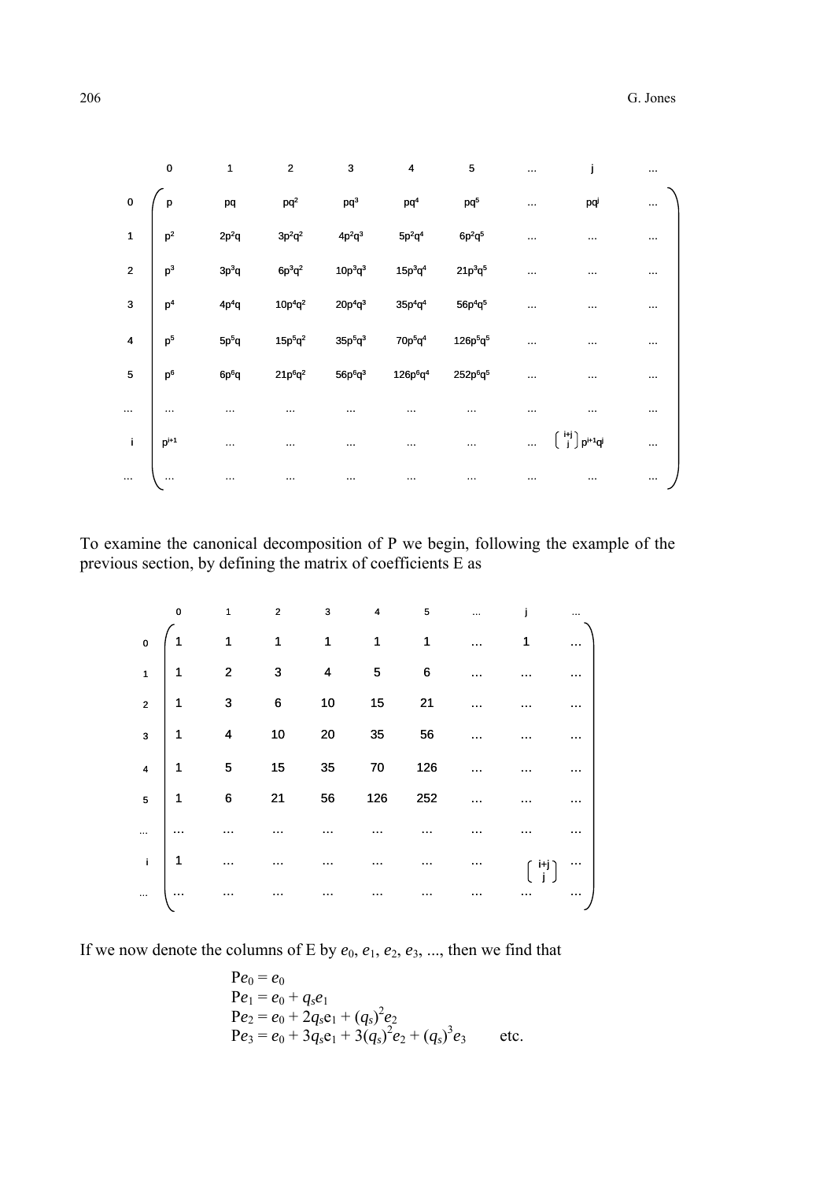$$
P = \begin{array}{c} \\ 0 \\ 1 \\ 2 \\ 3 \\ 4 \\ 5 \\ \ldots \\ i \\ \ldots \end{array}
\begin{array}{c}
\begin{array}{ccccccccc} 0 & 1 & 2 & 3 & 4 & 5 & \ldots & j & \ldots \end{array} \\
\left(\begin{array}{ccccccccc}
p & pq & pq^2 & pq^3 & pq^4 & pq^5 & \ldots & pq^j & \ldots \\
p^2 & 2p^2q & 3p^2q^2 & 4p^2q^3 & 5p^2q^4 & 6p^2q^5 & \ldots & \ldots & \ldots \\
p^3 & 3p^3q & 6p^3q^2 & 10p^3q^3 & 15p^3q^4 & 21p^3q^5 & \ldots & \ldots & \ldots \\
p^4 & 4p^4q & 10p^4q^2 & 20p^4q^3 & 35p^4q^4 & 56p^4q^5 & \ldots & \ldots & \ldots \\
p^5 & 5p^5q & 15p^5q^2 & 35p^5q^3 & 70p^5q^4 & 126p^5q^5 & \ldots & \ldots & \ldots \\
p^6 & 6p^6q & 21p^6q^2 & 56p^6q^3 & 126p^6q^4 & 252p^6q^5 & \ldots & \ldots & \ldots \\
\ldots & \ldots & \ldots & \ldots & \ldots & \ldots & \ldots & \ldots & \ldots \\
p^{i+1} & \ldots & \ldots & \ldots & \ldots & \ldots & \ldots & \binom{i+j}{j} p^{i+1}q^j & \ldots \\
\ldots & \ldots & \ldots & \ldots & \ldots & \ldots & \ldots & \ldots & \ldots
\end{array}\right)
\end{array}
$$

To examine the canonical decomposition of P we begin, following the example of the previous section, by defining the matrix of coefficients E as

$$
E = \begin{array}{c} \\ 0 \\ 1 \\ 2 \\ 3 \\ 4 \\ 5 \\ \ldots \\ i \\ \ldots \end{array}
\begin{array}{c}
\begin{array}{ccccccccc} 0 & 1 & 2 & 3 & 4 & 5 & \ldots & j & \ldots \end{array} \\
\left(\begin{array}{ccccccccc}
1 & 1 & 1 & 1 & 1 & 1 & \ldots & 1 & \ldots \\
1 & 2 & 3 & 4 & 5 & 6 & \ldots & \ldots & \ldots \\
1 & 3 & 6 & 10 & 15 & 21 & \ldots & \ldots & \ldots \\
1 & 4 & 10 & 20 & 35 & 56 & \ldots & \ldots & \ldots \\
1 & 5 & 15 & 35 & 70 & 126 & \ldots & \ldots & \ldots \\
1 & 6 & 21 & 56 & 126 & 252 & \ldots & \ldots & \ldots \\
\ldots & \ldots & \ldots & \ldots & \ldots & \ldots & \ldots & \ldots & \ldots \\
1 & \ldots & \ldots & \ldots & \ldots & \ldots & \ldots & \binom{i+j}{j} & \ldots \\
\ldots & \ldots & \ldots & \ldots & \ldots & \ldots & \ldots & \ldots & \ldots
\end{array}\right)
\end{array}
$$

If we now denote the columns of E by $e_0, e_1, e_2, e_3, \ldots$, then we find that

$$
\begin{aligned}
Pe_0 &= e_0 \\
Pe_1 &= e_0 + q_s e_1 \\
Pe_2 &= e_0 + 2q_s e_1 + (q_s)^2 e_2 \\
Pe_3 &= e_0 + 3q_s e_1 + 3(q_s)^2 e_2 + (q_s)^3 e_3 \qquad \text{etc.}
\end{aligned}
$$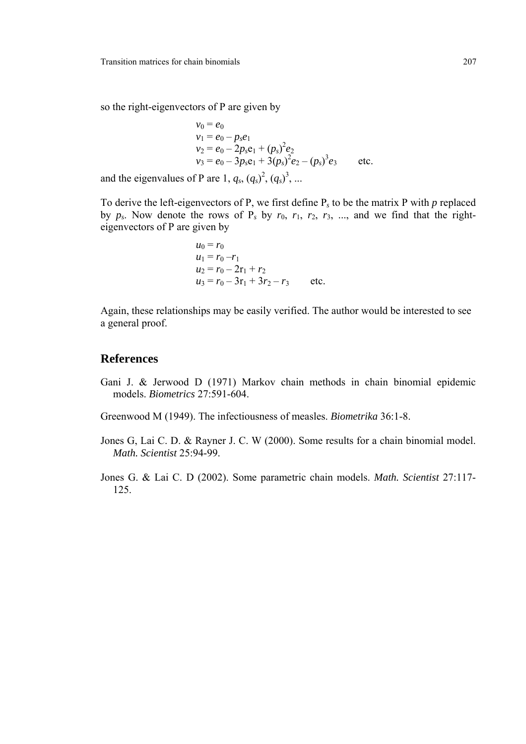so the right-eigenvectors of P are given by

$$
\begin{aligned}
v_0 &= e_0 \\
v_1 &= e_0 - p_s e_1 \\
v_2 &= e_0 - 2p_s e_1 + (p_s)^2 e_2 \\
v_3 &= e_0 - 3p_s e_1 + 3(p_s)^2 e_2 - (p_s)^3 e_3 \qquad \text{etc.}
\end{aligned}
$$

and the eigenvalues of P are 1, $q_s$, $(q_s)^2$, $(q_s)^3$, ...

To derive the left-eigenvectors of P, we first define $P_s$ to be the matrix P with $p$ replaced by $p_s$. Now denote the rows of $P_s$ by $r_0$, $r_1$, $r_2$, $r_3$, ..., and we find that the right-eigenvectors of P are given by

$$
\begin{aligned}
u_0 &= r_0 \\
u_1 &= r_0 - r_1 \\
u_2 &= r_0 - 2r_1 + r_2 \\
u_3 &= r_0 - 3r_1 + 3r_2 - r_3 \qquad \text{etc.}
\end{aligned}
$$

Again, these relationships may be easily verified. The author would be interested to see a general proof.

## References

Gani J. & Jerwood D (1971) Markov chain methods in chain binomial epidemic models. *Biometrics* 27:591-604.

Greenwood M (1949). The infectiousness of measles. *Biometrika* 36:1-8.

Jones G, Lai C. D. & Rayner J. C. W (2000). Some results for a chain binomial model. *Math. Scientist* 25:94-99.

Jones G. & Lai C. D (2002). Some parametric chain models. *Math. Scientist* 27:117-125.